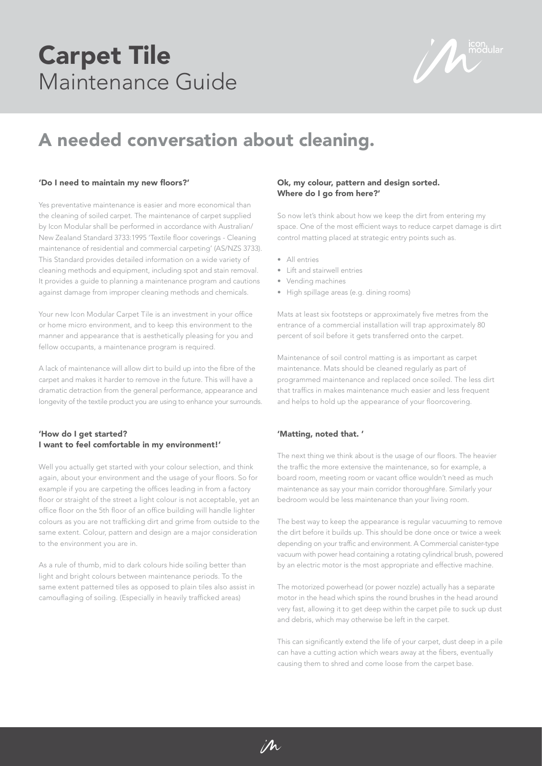# Carpet Tile
Maintenance Guide

## A needed conversation about cleaning.

#### 'Do I need to maintain my new floors?'

Yes preventative maintenance is easier and more economical than the cleaning of soiled carpet. The maintenance of carpet supplied by Icon Modular shall be performed in accordance with Australian/ New Zealand Standard 3733:1995 'Textile floor coverings - Cleaning maintenance of residential and commercial carpeting' (AS/NZS 3733). This Standard provides detailed information on a wide variety of cleaning methods and equipment, including spot and stain removal. It provides a guide to planning a maintenance program and cautions against damage from improper cleaning methods and chemicals.

Your new Icon Modular Carpet Tile is an investment in your office or home micro environment, and to keep this environment to the manner and appearance that is aesthetically pleasing for you and fellow occupants, a maintenance program is required.

A lack of maintenance will allow dirt to build up into the fibre of the carpet and makes it harder to remove in the future. This will have a dramatic detraction from the general performance, appearance and longevity of the textile product you are using to enhance your surrounds.

#### 'How do I get started? I want to feel comfortable in my environment!'

Well you actually get started with your colour selection, and think again, about your environment and the usage of your floors. So for example if you are carpeting the offices leading in from a factory floor or straight of the street a light colour is not acceptable, yet an office floor on the 5th floor of an office building will handle lighter colours as you are not trafficking dirt and grime from outside to the same extent. Colour, pattern and design are a major consideration to the environment you are in.

As a rule of thumb, mid to dark colours hide soiling better than light and bright colours between maintenance periods. To the same extent patterned tiles as opposed to plain tiles also assist in camouflaging of soiling. (Especially in heavily trafficked areas)

#### Ok, my colour, pattern and design sorted. Where do I go from here?'

So now let's think about how we keep the dirt from entering my space. One of the most efficient ways to reduce carpet damage is dirt control matting placed at strategic entry points such as.

- All entries
- Lift and stairwell entries
- Vending machines
- High spillage areas (e.g. dining rooms)

Mats at least six footsteps or approximately five metres from the entrance of a commercial installation will trap approximately 80 percent of soil before it gets transferred onto the carpet.

Maintenance of soil control matting is as important as carpet maintenance. Mats should be cleaned regularly as part of programmed maintenance and replaced once soiled. The less dirt that traffics in makes maintenance much easier and less frequent and helps to hold up the appearance of your floorcovering.

#### 'Matting, noted that. '

The next thing we think about is the usage of our floors. The heavier the traffic the more extensive the maintenance, so for example, a board room, meeting room or vacant office wouldn't need as much maintenance as say your main corridor thoroughfare. Similarly your bedroom would be less maintenance than your living room.

The best way to keep the appearance is regular vacuuming to remove the dirt before it builds up. This should be done once or twice a week depending on your traffic and environment. A Commercial canister-type vacuum with power head containing a rotating cylindrical brush, powered by an electric motor is the most appropriate and effective machine.

The motorized powerhead (or power nozzle) actually has a separate motor in the head which spins the round brushes in the head around very fast, allowing it to get deep within the carpet pile to suck up dust and debris, which may otherwise be left in the carpet.

This can significantly extend the life of your carpet, dust deep in a pile can have a cutting action which wears away at the fibers, eventually causing them to shred and come loose from the carpet base.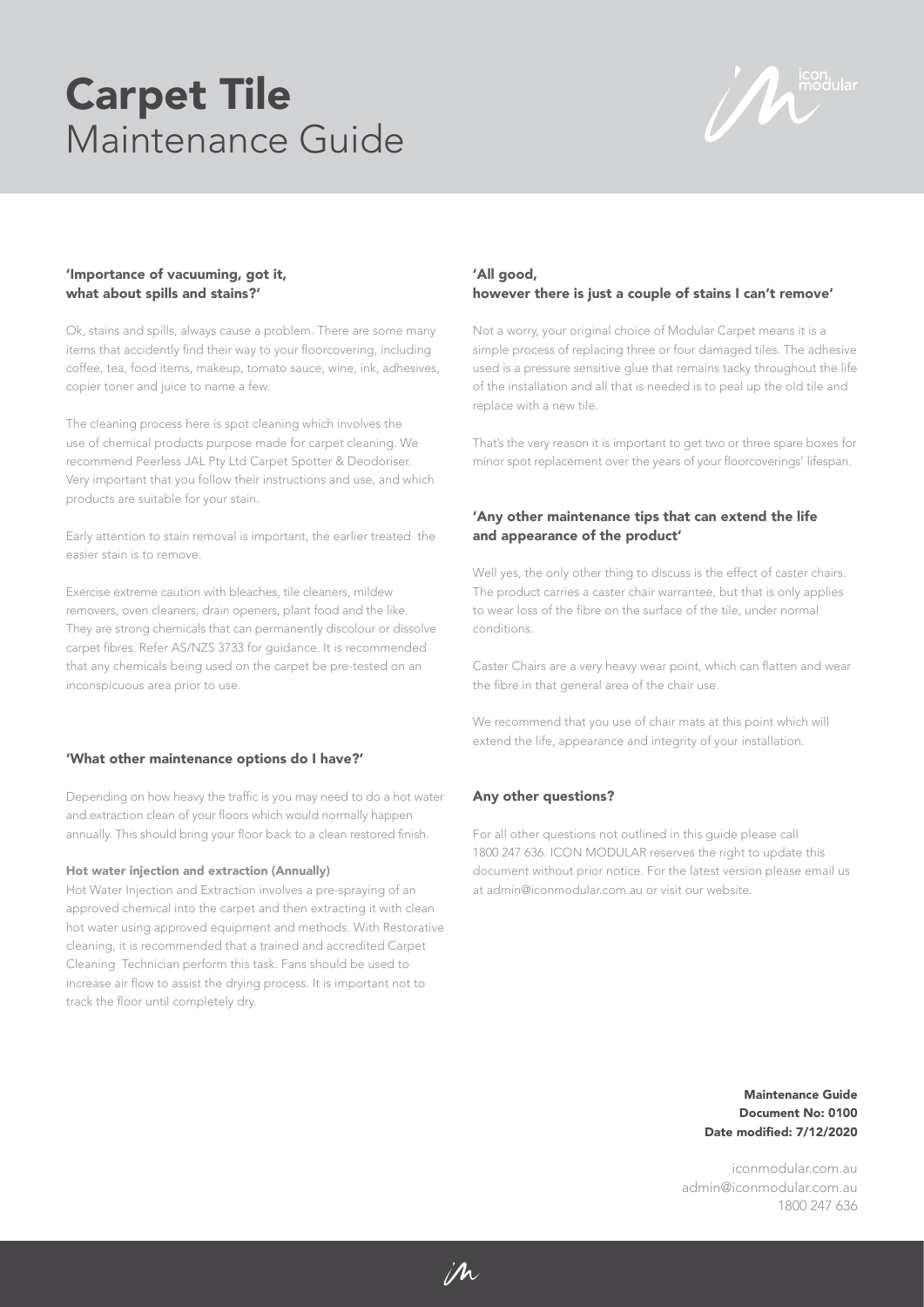# Carpet Tile
Maintenance Guide

### 'Importance of vacuuming, got it, what about spills and stains?'

Ok, stains and spills, always cause a problem. There are some many items that accidently find their way to your floorcovering, including coffee, tea, food items, makeup, tomato sauce, wine, ink, adhesives, copier toner and juice to name a few.

The cleaning process here is spot cleaning which involves the use of chemical products purpose made for carpet cleaning. We recommend Peerless JAL Pty Ltd Carpet Spotter & Deodoriser. Very important that you follow their instructions and use, and which products are suitable for your stain.

Early attention to stain removal is important, the earlier treated the easier stain is to remove.

Exercise extreme caution with bleaches, tile cleaners, mildew removers, oven cleaners, drain openers, plant food and the like. They are strong chemicals that can permanently discolour or dissolve carpet fibres. Refer AS/NZS 3733 for guidance. It is recommended that any chemicals being used on the carpet be pre-tested on an inconspicuous area prior to use.

### 'What other maintenance options do I have?'

Depending on how heavy the traffic is you may need to do a hot water and extraction clean of your floors which would normally happen annually. This should bring your floor back to a clean restored finish.

#### Hot water injection and extraction (Annually)

Hot Water Injection and Extraction involves a pre-spraying of an approved chemical into the carpet and then extracting it with clean hot water using approved equipment and methods. With Restorative cleaning, it is recommended that a trained and accredited Carpet Cleaning Technician perform this task. Fans should be used to increase air flow to assist the drying process. It is important not to track the floor until completely dry.

### 'All good, however there is just a couple of stains I can't remove'

Not a worry, your original choice of Modular Carpet means it is a simple process of replacing three or four damaged tiles. The adhesive used is a pressure sensitive glue that remains tacky throughout the life of the installation and all that is needed is to peal up the old tile and replace with a new tile.

That's the very reason it is important to get two or three spare boxes for minor spot replacement over the years of your floorcoverings' lifespan.

### 'Any other maintenance tips that can extend the life and appearance of the product'

Well yes, the only other thing to discuss is the effect of caster chairs. The product carries a caster chair warrantee, but that is only applies to wear loss of the fibre on the surface of the tile, under normal conditions.

Caster Chairs are a very heavy wear point, which can flatten and wear the fibre in that general area of the chair use.

We recommend that you use of chair mats at this point which will extend the life, appearance and integrity of your installation.

### Any other questions?

For all other questions not outlined in this guide please call 1800 247 636. ICON MODULAR reserves the right to update this document without prior notice. For the latest version please email us at admin@iconmodular.com.au or visit our website.

**Maintenance Guide**
**Document No: 0100**
**Date modified: 7/12/2020**

iconmodular.com.au
admin@iconmodular.com.au
1800 247 636